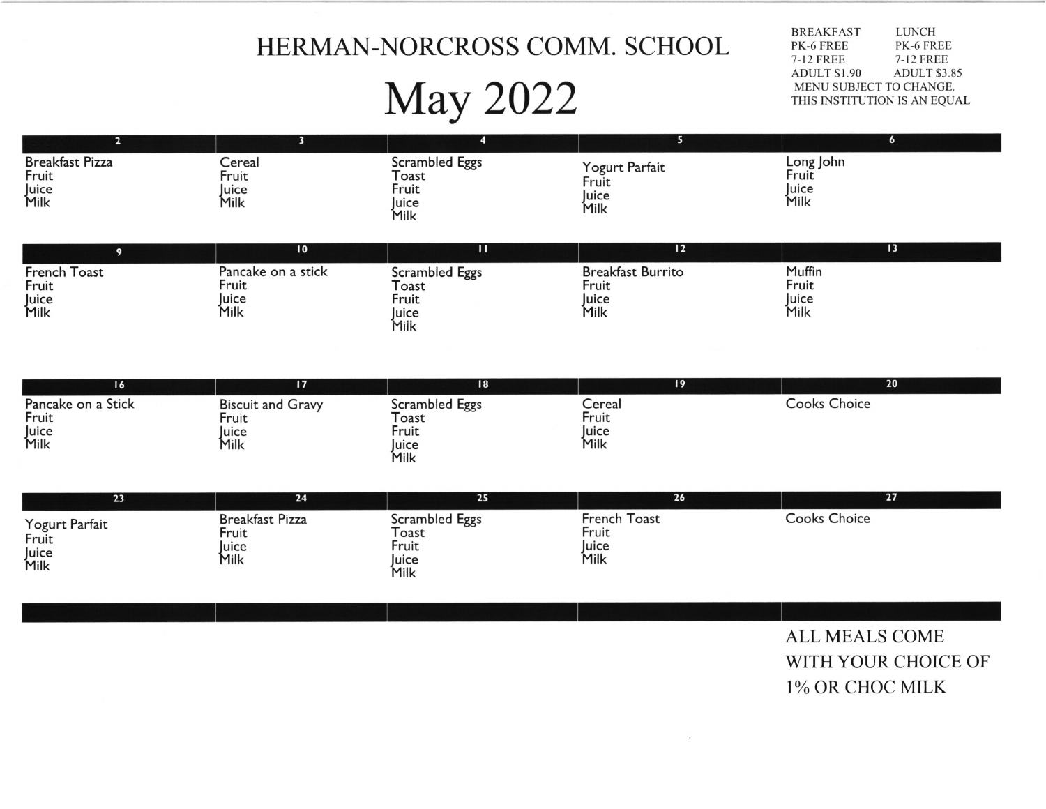# HERMAN-NORCROSS COMM. SCHOOL

# May 2022

| BREAKFAST | LUNCH |
| --- | --- |
| PK-6 FREE | PK-6 FREE |
| 7-12 FREE | 7-12 FREE |
| ADULT $1.90 | ADULT $3.85 |

MENU SUBJECT TO CHANGE.
THIS INSTITUTION IS AN EQUAL

| 2 | 3 | 4 | 5 | 6 |
| --- | --- | --- | --- | --- |
| Breakfast Pizza<br>Fruit<br>Juice<br>Milk | Cereal<br>Fruit<br>Juice<br>Milk | Scrambled Eggs<br>Toast<br>Fruit<br>Juice<br>Milk | Yogurt Parfait<br>Fruit<br>Juice<br>Milk | Long John<br>Fruit<br>Juice<br>Milk |
| **9** | **10** | **11** | **12** | **13** |
| French Toast<br>Fruit<br>Juice<br>Milk | Pancake on a stick<br>Fruit<br>Juice<br>Milk | Scrambled Eggs<br>Toast<br>Fruit<br>Juice<br>Milk | Breakfast Burrito<br>Fruit<br>Juice<br>Milk | Muffin<br>Fruit<br>Juice<br>Milk |
| **16** | **17** | **18** | **19** | **20** |
| Pancake on a Stick<br>Fruit<br>Juice<br>Milk | Biscuit and Gravy<br>Fruit<br>Juice<br>Milk | Scrambled Eggs<br>Toast<br>Fruit<br>Juice<br>Milk | Cereal<br>Fruit<br>Juice<br>Milk | Cooks Choice |
| **23** | **24** | **25** | **26** | **27** |
| Yogurt Parfait<br>Fruit<br>Juice<br>Milk | Breakfast Pizza<br>Fruit<br>Juice<br>Milk | Scrambled Eggs<br>Toast<br>Fruit<br>Juice<br>Milk | French Toast<br>Fruit<br>Juice<br>Milk | Cooks Choice |
| | | | | ALL MEALS COME WITH YOUR CHOICE OF 1% OR CHOC MILK |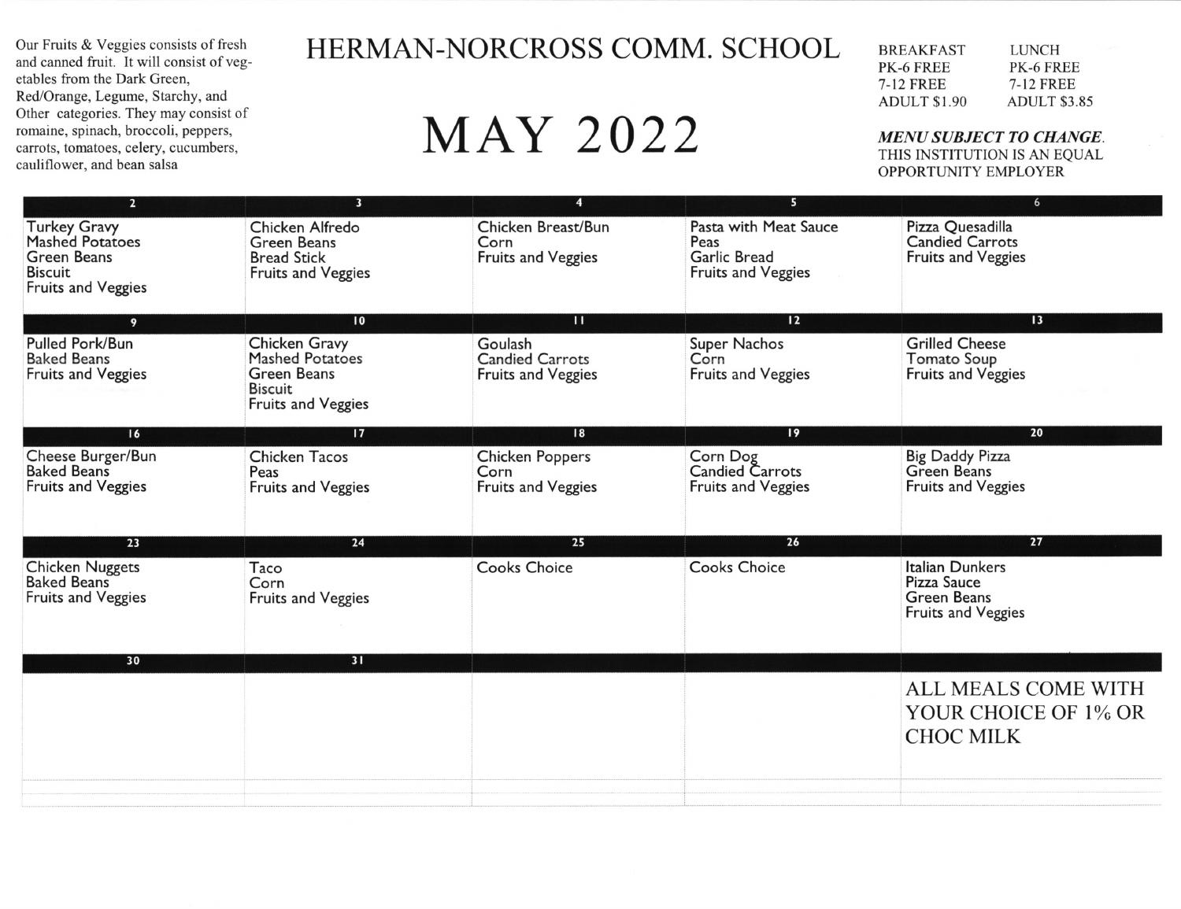Our Fruits & Veggies consists of fresh and canned fruit. It will consist of vegetables from the Dark Green, Red/Orange, Legume, Starchy, and Other categories. They may consist of romaine, spinach, broccoli, peppers, carrots, tomatoes, celery, cucumbers, cauliflower, and bean salsa

# HERMAN-NORCROSS COMM. SCHOOL

# MAY 2022

| BREAKFAST | LUNCH |
|---|---|
| PK-6 FREE | PK-6 FREE |
| 7-12 FREE | 7-12 FREE |
| ADULT $1.90 | ADULT $3.85 |

***MENU SUBJECT TO CHANGE.***
THIS INSTITUTION IS AN EQUAL OPPORTUNITY EMPLOYER

| 2 | 3 | 4 | 5 | 6 |
|---|---|---|---|---|
| Turkey Gravy<br>Mashed Potatoes<br>Green Beans<br>Biscuit<br>Fruits and Veggies | Chicken Alfredo<br>Green Beans<br>Bread Stick<br>Fruits and Veggies | Chicken Breast/Bun<br>Corn<br>Fruits and Veggies | Pasta with Meat Sauce<br>Peas<br>Garlic Bread<br>Fruits and Veggies | Pizza Quesadilla<br>Candied Carrots<br>Fruits and Veggies |
| **9** | **10** | **11** | **12** | **13** |
| Pulled Pork/Bun<br>Baked Beans<br>Fruits and Veggies | Chicken Gravy<br>Mashed Potatoes<br>Green Beans<br>Biscuit<br>Fruits and Veggies | Goulash<br>Candied Carrots<br>Fruits and Veggies | Super Nachos<br>Corn<br>Fruits and Veggies | Grilled Cheese<br>Tomato Soup<br>Fruits and Veggies |
| **16** | **17** | **18** | **19** | **20** |
| Cheese Burger/Bun<br>Baked Beans<br>Fruits and Veggies | Chicken Tacos<br>Peas<br>Fruits and Veggies | Chicken Poppers<br>Corn<br>Fruits and Veggies | Corn Dog<br>Candied Carrots<br>Fruits and Veggies | Big Daddy Pizza<br>Green Beans<br>Fruits and Veggies |
| **23** | **24** | **25** | **26** | **27** |
| Chicken Nuggets<br>Baked Beans<br>Fruits and Veggies | Taco<br>Corn<br>Fruits and Veggies | Cooks Choice | Cooks Choice | Italian Dunkers<br>Pizza Sauce<br>Green Beans<br>Fruits and Veggies |
| **30** | **31** | | | |
| | | | | ALL MEALS COME WITH YOUR CHOICE OF 1% OR CHOC MILK |